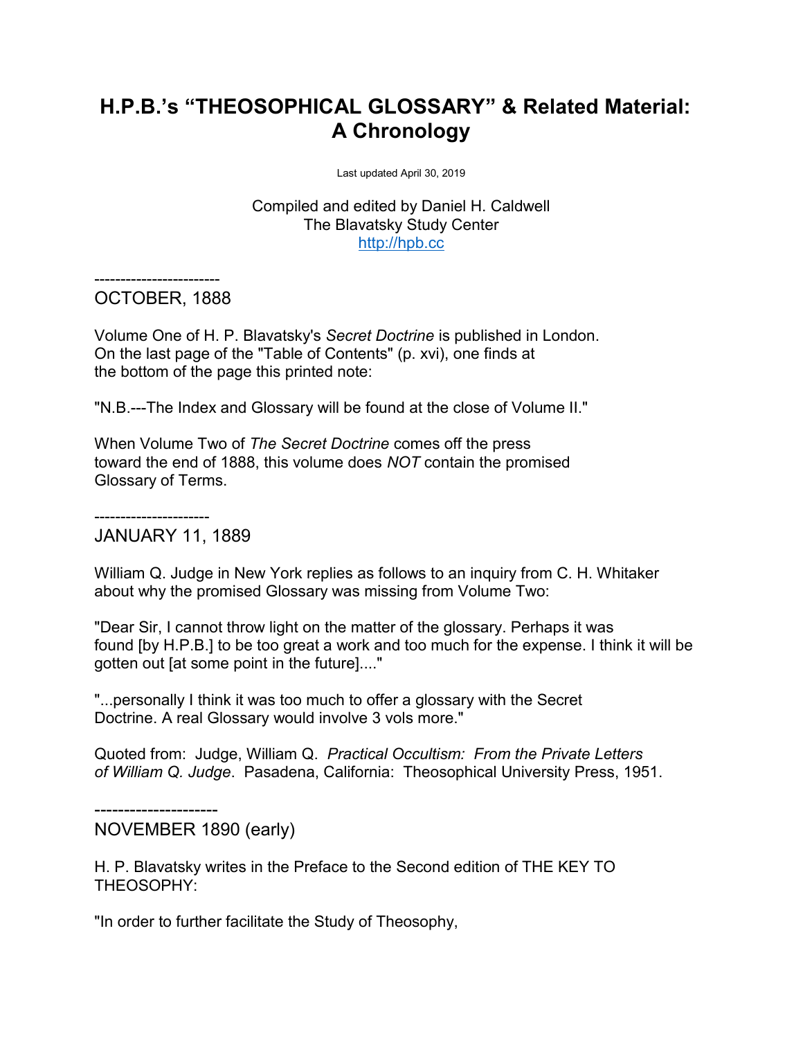# H.P.B.'s "THEOSOPHICAL GLOSSARY" & Related Material: A Chronology

Last updated April 30, 2019

Compiled and edited by Daniel H. Caldwell
The Blavatsky Study Center
http://hpb.cc

-----------------------

OCTOBER, 1888

Volume One of H. P. Blavatsky's *Secret Doctrine* is published in London. On the last page of the "Table of Contents" (p. xvi), one finds at the bottom of the page this printed note:

"N.B.---The Index and Glossary will be found at the close of Volume II."

When Volume Two of *The Secret Doctrine* comes off the press toward the end of 1888, this volume does *NOT* contain the promised Glossary of Terms.

---------------------

JANUARY 11, 1889

William Q. Judge in New York replies as follows to an inquiry from C. H. Whitaker about why the promised Glossary was missing from Volume Two:

"Dear Sir, I cannot throw light on the matter of the glossary. Perhaps it was found [by H.P.B.] to be too great a work and too much for the expense. I think it will be gotten out [at some point in the future]...."

"...personally I think it was too much to offer a glossary with the Secret Doctrine. A real Glossary would involve 3 vols more."

Quoted from: Judge, William Q. *Practical Occultism: From the Private Letters of William Q. Judge*. Pasadena, California: Theosophical University Press, 1951.

---------------------

NOVEMBER 1890 (early)

H. P. Blavatsky writes in the Preface to the Second edition of THE KEY TO THEOSOPHY:

"In order to further facilitate the Study of Theosophy,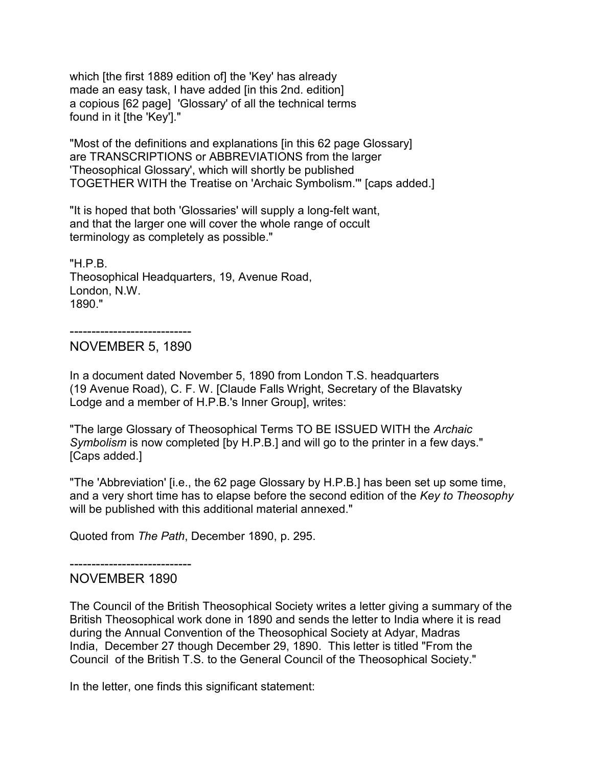which [the first 1889 edition of] the 'Key' has already
made an easy task, I have added [in this 2nd. edition]
a copious [62 page] 'Glossary' of all the technical terms
found in it [the 'Key']."

"Most of the definitions and explanations [in this 62 page Glossary]
are TRANSCRIPTIONS or ABBREVIATIONS from the larger
'Theosophical Glossary', which will shortly be published
TOGETHER WITH the Treatise on 'Archaic Symbolism.'" [caps added.]

"It is hoped that both 'Glossaries' will supply a long-felt want,
and that the larger one will cover the whole range of occult
terminology as completely as possible."

"H.P.B.
Theosophical Headquarters, 19, Avenue Road,
London, N.W.
1890."

----------------------------

## NOVEMBER 5, 1890

In a document dated November 5, 1890 from London T.S. headquarters
(19 Avenue Road), C. F. W. [Claude Falls Wright, Secretary of the Blavatsky
Lodge and a member of H.P.B.'s Inner Group], writes:

"The large Glossary of Theosophical Terms TO BE ISSUED WITH the *Archaic Symbolism* is now completed [by H.P.B.] and will go to the printer in a few days."
[Caps added.]

"The 'Abbreviation' [i.e., the 62 page Glossary by H.P.B.] has been set up some time,
and a very short time has to elapse before the second edition of the *Key to Theosophy*
will be published with this additional material annexed."

Quoted from *The Path*, December 1890, p. 295.

----------------------------

## NOVEMBER 1890

The Council of the British Theosophical Society writes a letter giving a summary of the
British Theosophical work done in 1890 and sends the letter to India where it is read
during the Annual Convention of the Theosophical Society at Adyar, Madras
India, December 27 though December 29, 1890. This letter is titled "From the
Council of the British T.S. to the General Council of the Theosophical Society."

In the letter, one finds this significant statement: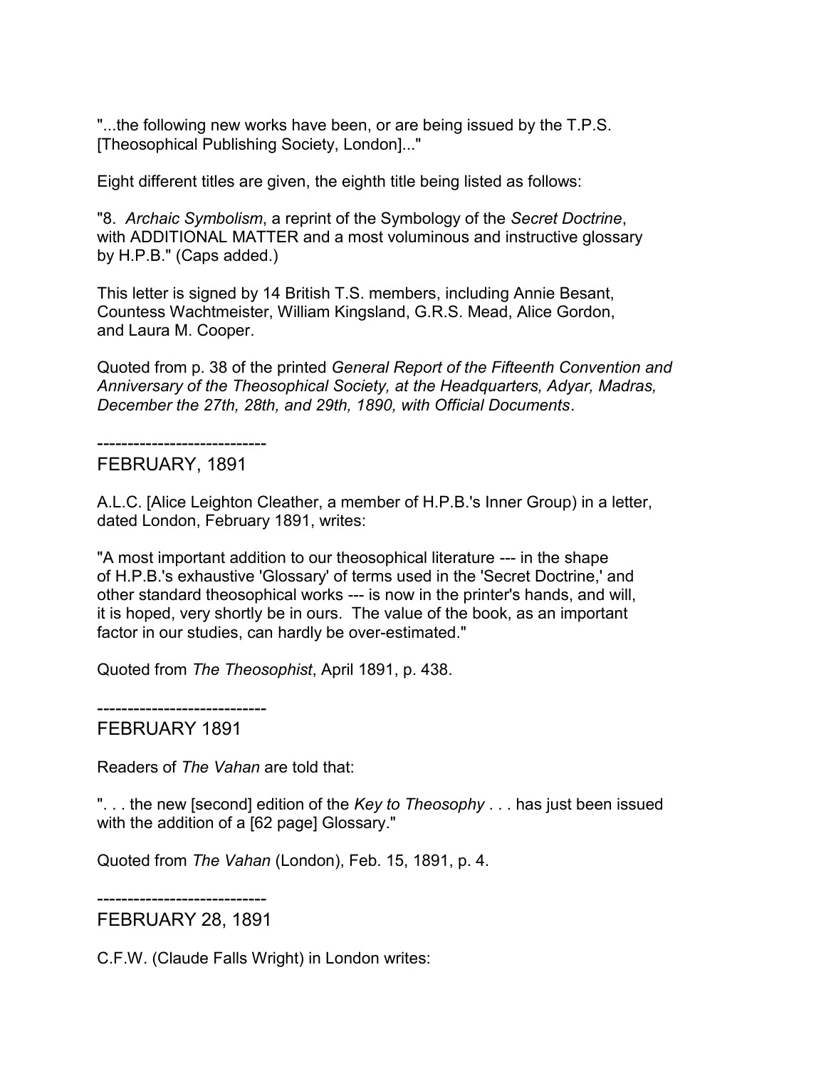"...the following new works have been, or are being issued by the T.P.S. [Theosophical Publishing Society, London]..."

Eight different titles are given, the eighth title being listed as follows:

"8. *Archaic Symbolism*, a reprint of the Symbology of the *Secret Doctrine*, with ADDITIONAL MATTER and a most voluminous and instructive glossary by H.P.B." (Caps added.)

This letter is signed by 14 British T.S. members, including Annie Besant, Countess Wachtmeister, William Kingsland, G.R.S. Mead, Alice Gordon, and Laura M. Cooper.

Quoted from p. 38 of the printed *General Report of the Fifteenth Convention and Anniversary of the Theosophical Society, at the Headquarters, Adyar, Madras, December the 27th, 28th, and 29th, 1890, with Official Documents*.

----------------------------

## FEBRUARY, 1891

A.L.C. [Alice Leighton Cleather, a member of H.P.B.'s Inner Group) in a letter, dated London, February 1891, writes:

"A most important addition to our theosophical literature --- in the shape of H.P.B.'s exhaustive 'Glossary' of terms used in the 'Secret Doctrine,' and other standard theosophical works --- is now in the printer's hands, and will, it is hoped, very shortly be in ours. The value of the book, as an important factor in our studies, can hardly be over-estimated."

Quoted from *The Theosophist*, April 1891, p. 438.

----------------------------

## FEBRUARY 1891

Readers of *The Vahan* are told that:

". . . the new [second] edition of the *Key to Theosophy* . . . has just been issued with the addition of a [62 page] Glossary."

Quoted from *The Vahan* (London), Feb. 15, 1891, p. 4.

----------------------------

## FEBRUARY 28, 1891

C.F.W. (Claude Falls Wright) in London writes: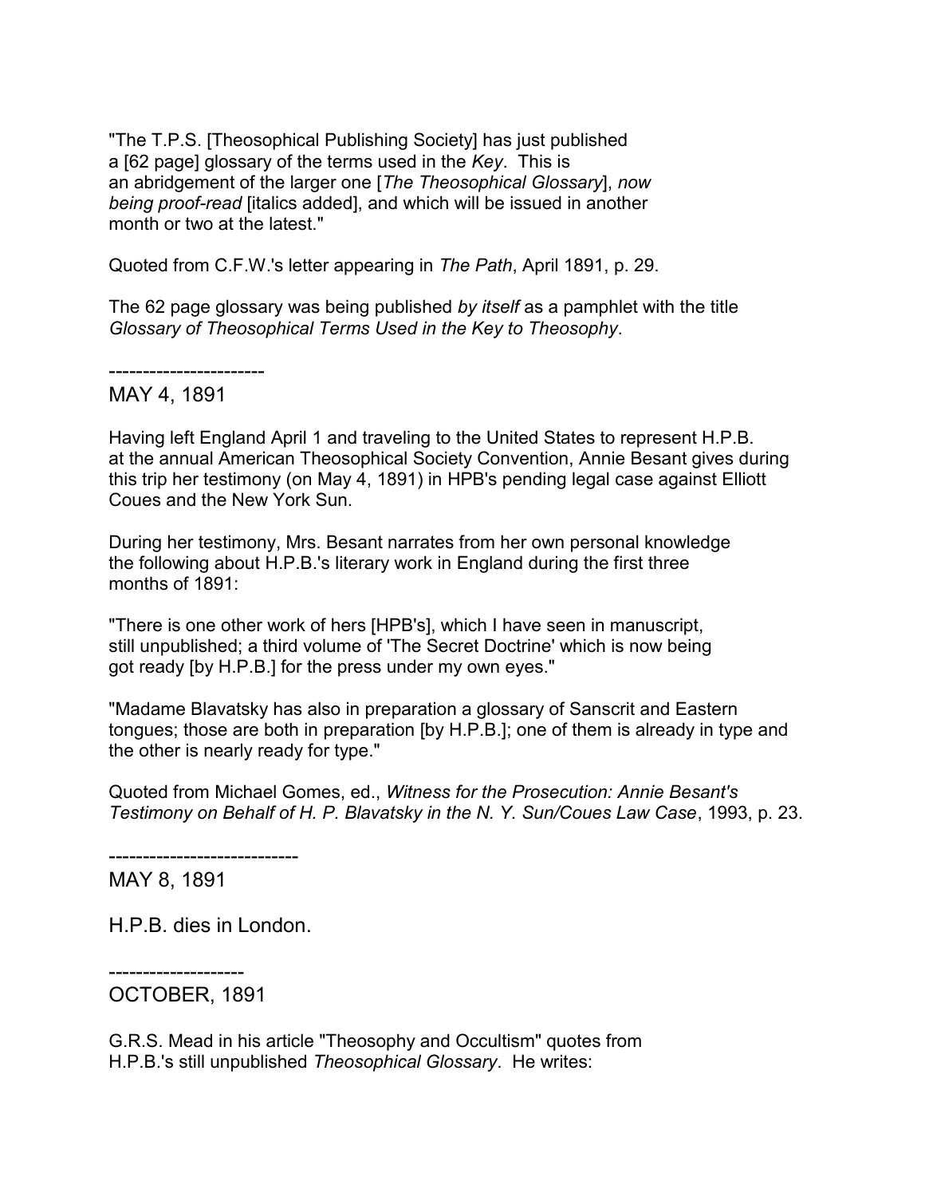"The T.P.S. [Theosophical Publishing Society] has just published a [62 page] glossary of the terms used in the *Key*. This is an abridgement of the larger one [*The Theosophical Glossary*], *now being proof-read* [italics added], and which will be issued in another month or two at the latest."

Quoted from C.F.W.'s letter appearing in *The Path*, April 1891, p. 29.

The 62 page glossary was being published *by itself* as a pamphlet with the title *Glossary of Theosophical Terms Used in the Key to Theosophy*.

----------------------

MAY 4, 1891

Having left England April 1 and traveling to the United States to represent H.P.B. at the annual American Theosophical Society Convention, Annie Besant gives during this trip her testimony (on May 4, 1891) in HPB's pending legal case against Elliott Coues and the New York Sun.

During her testimony, Mrs. Besant narrates from her own personal knowledge the following about H.P.B.'s literary work in England during the first three months of 1891:

"There is one other work of hers [HPB's], which I have seen in manuscript, still unpublished; a third volume of 'The Secret Doctrine' which is now being got ready [by H.P.B.] for the press under my own eyes."

"Madame Blavatsky has also in preparation a glossary of Sanscrit and Eastern tongues; those are both in preparation [by H.P.B.]; one of them is already in type and the other is nearly ready for type."

Quoted from Michael Gomes, ed., *Witness for the Prosecution: Annie Besant's Testimony on Behalf of H. P. Blavatsky in the N. Y. Sun/Coues Law Case*, 1993, p. 23.

----------------------------

MAY 8, 1891

H.P.B. dies in London.

--------------------

OCTOBER, 1891

G.R.S. Mead in his article "Theosophy and Occultism" quotes from H.P.B.'s still unpublished *Theosophical Glossary*. He writes: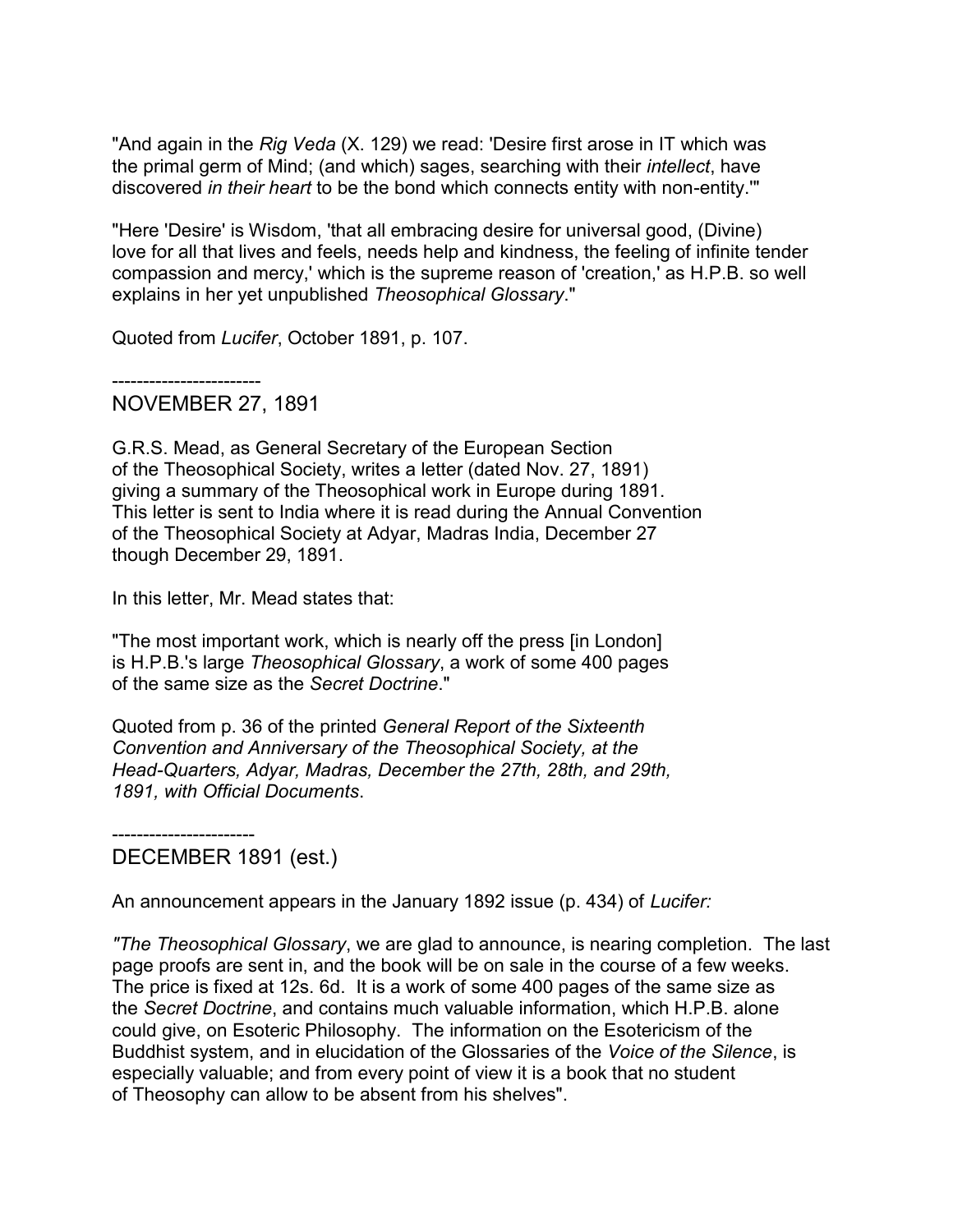"And again in the *Rig Veda* (X. 129) we read: 'Desire first arose in IT which was the primal germ of Mind; (and which) sages, searching with their *intellect*, have discovered *in their heart* to be the bond which connects entity with non-entity.'"

"Here 'Desire' is Wisdom, 'that all embracing desire for universal good, (Divine) love for all that lives and feels, needs help and kindness, the feeling of infinite tender compassion and mercy,' which is the supreme reason of 'creation,' as H.P.B. so well explains in her yet unpublished *Theosophical Glossary*."

Quoted from *Lucifer*, October 1891, p. 107.

------------------------

## NOVEMBER 27, 1891

G.R.S. Mead, as General Secretary of the European Section of the Theosophical Society, writes a letter (dated Nov. 27, 1891) giving a summary of the Theosophical work in Europe during 1891. This letter is sent to India where it is read during the Annual Convention of the Theosophical Society at Adyar, Madras India, December 27 though December 29, 1891.

In this letter, Mr. Mead states that:

"The most important work, which is nearly off the press [in London] is H.P.B.'s large *Theosophical Glossary*, a work of some 400 pages of the same size as the *Secret Doctrine*."

Quoted from p. 36 of the printed *General Report of the Sixteenth Convention and Anniversary of the Theosophical Society, at the Head-Quarters, Adyar, Madras, December the 27th, 28th, and 29th, 1891, with Official Documents*.

-----------------------

## DECEMBER 1891 (est.)

An announcement appears in the January 1892 issue (p. 434) of *Lucifer:*

*"The Theosophical Glossary*, we are glad to announce, is nearing completion. The last page proofs are sent in, and the book will be on sale in the course of a few weeks. The price is fixed at 12s. 6d. It is a work of some 400 pages of the same size as the *Secret Doctrine*, and contains much valuable information, which H.P.B. alone could give, on Esoteric Philosophy. The information on the Esotericism of the Buddhist system, and in elucidation of the Glossaries of the *Voice of the Silence*, is especially valuable; and from every point of view it is a book that no student of Theosophy can allow to be absent from his shelves".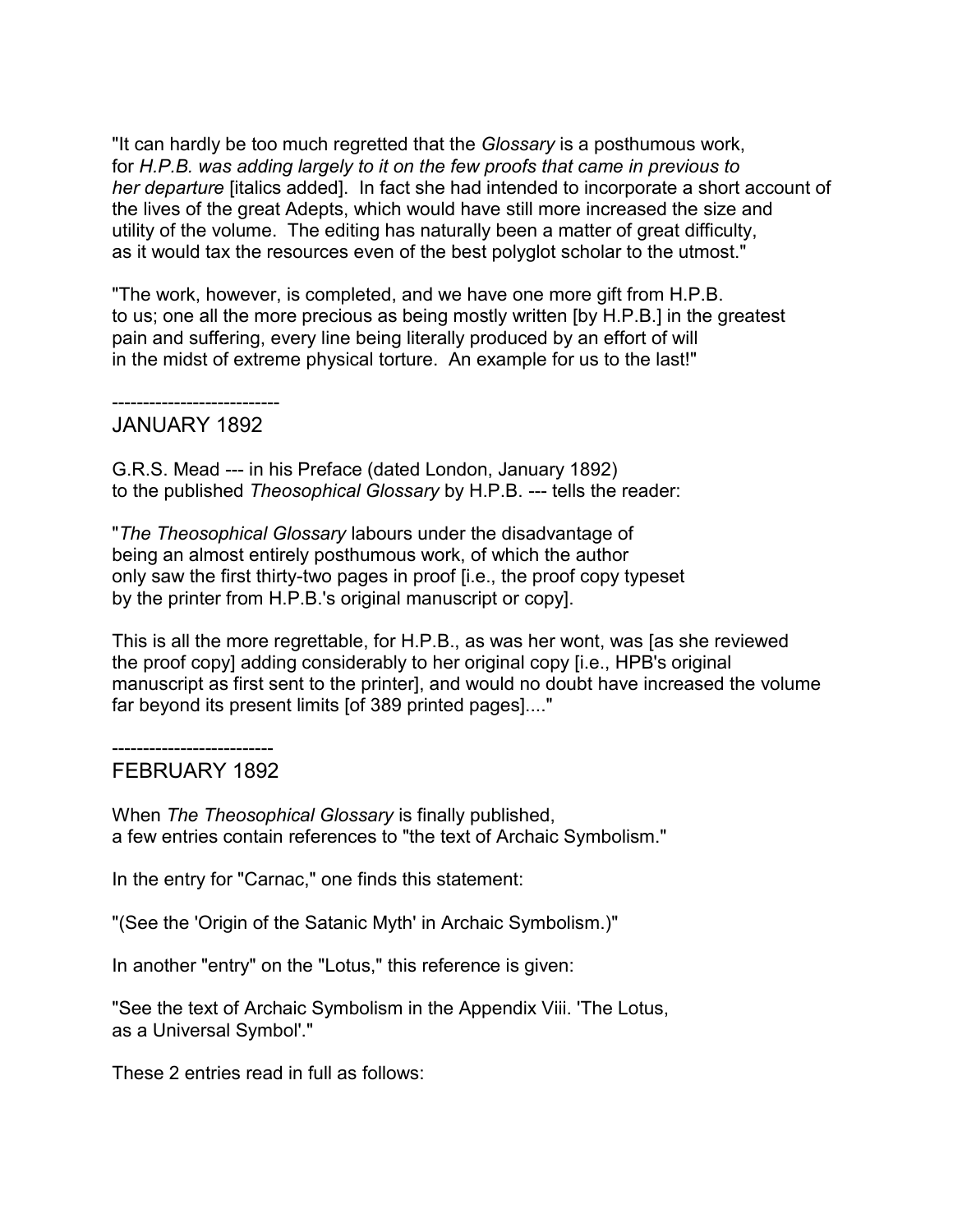"It can hardly be too much regretted that the *Glossary* is a posthumous work, for *H.P.B. was adding largely to it on the few proofs that came in previous to her departure* [italics added]. In fact she had intended to incorporate a short account of the lives of the great Adepts, which would have still more increased the size and utility of the volume. The editing has naturally been a matter of great difficulty, as it would tax the resources even of the best polyglot scholar to the utmost."

"The work, however, is completed, and we have one more gift from H.P.B. to us; one all the more precious as being mostly written [by H.P.B.] in the greatest pain and suffering, every line being literally produced by an effort of will in the midst of extreme physical torture. An example for us to the last!"

---

## JANUARY 1892

G.R.S. Mead --- in his Preface (dated London, January 1892) to the published *Theosophical Glossary* by H.P.B. --- tells the reader:

"*The Theosophical Glossary* labours under the disadvantage of being an almost entirely posthumous work, of which the author only saw the first thirty-two pages in proof [i.e., the proof copy typeset by the printer from H.P.B.'s original manuscript or copy].

This is all the more regrettable, for H.P.B., as was her wont, was [as she reviewed the proof copy] adding considerably to her original copy [i.e., HPB's original manuscript as first sent to the printer], and would no doubt have increased the volume far beyond its present limits [of 389 printed pages]...."

---

## FEBRUARY 1892

When *The Theosophical Glossary* is finally published, a few entries contain references to "the text of Archaic Symbolism."

In the entry for "Carnac," one finds this statement:

"(See the 'Origin of the Satanic Myth' in Archaic Symbolism.)"

In another "entry" on the "Lotus," this reference is given:

"See the text of Archaic Symbolism in the Appendix Viii. 'The Lotus, as a Universal Symbol'."

These 2 entries read in full as follows: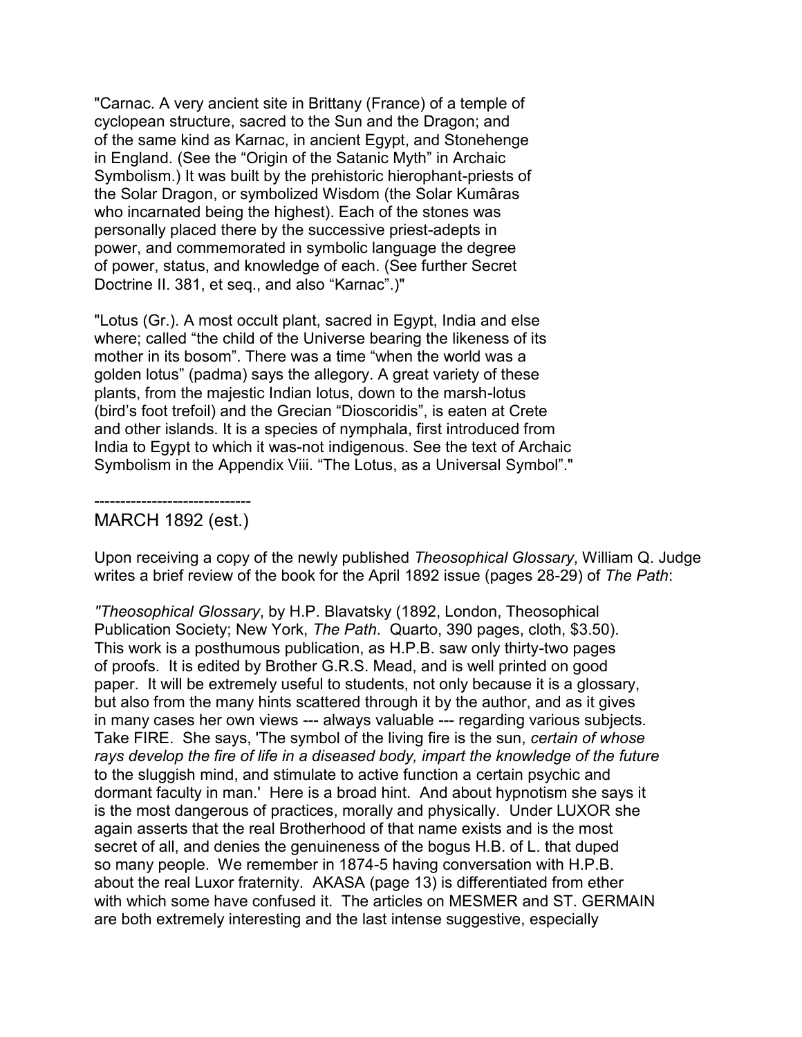"Carnac. A very ancient site in Brittany (France) of a temple of cyclopean structure, sacred to the Sun and the Dragon; and of the same kind as Karnac, in ancient Egypt, and Stonehenge in England. (See the "Origin of the Satanic Myth" in Archaic Symbolism.) It was built by the prehistoric hierophant-priests of the Solar Dragon, or symbolized Wisdom (the Solar Kumâras who incarnated being the highest). Each of the stones was personally placed there by the successive priest-adepts in power, and commemorated in symbolic language the degree of power, status, and knowledge of each. (See further Secret Doctrine II. 381, et seq., and also "Karnac".)"

"Lotus (Gr.). A most occult plant, sacred in Egypt, India and else where; called "the child of the Universe bearing the likeness of its mother in its bosom". There was a time "when the world was a golden lotus" (padma) says the allegory. A great variety of these plants, from the majestic Indian lotus, down to the marsh-lotus (bird's foot trefoil) and the Grecian "Dioscoridis", is eaten at Crete and other islands. It is a species of nymphala, first introduced from India to Egypt to which it was-not indigenous. See the text of Archaic Symbolism in the Appendix Viii. "The Lotus, as a Universal Symbol"."

------------------------------

MARCH 1892 (est.)

Upon receiving a copy of the newly published *Theosophical Glossary*, William Q. Judge writes a brief review of the book for the April 1892 issue (pages 28-29) of *The Path*:

"*Theosophical Glossary*, by H.P. Blavatsky (1892, London, Theosophical Publication Society; New York, *The Path*. Quarto, 390 pages, cloth, $3.50). This work is a posthumous publication, as H.P.B. saw only thirty-two pages of proofs. It is edited by Brother G.R.S. Mead, and is well printed on good paper. It will be extremely useful to students, not only because it is a glossary, but also from the many hints scattered through it by the author, and as it gives in many cases her own views --- always valuable --- regarding various subjects. Take FIRE. She says, 'The symbol of the living fire is the sun, *certain of whose rays develop the fire of life in a diseased body, impart the knowledge of the future* to the sluggish mind, and stimulate to active function a certain psychic and dormant faculty in man.' Here is a broad hint. And about hypnotism she says it is the most dangerous of practices, morally and physically. Under LUXOR she again asserts that the real Brotherhood of that name exists and is the most secret of all, and denies the genuineness of the bogus H.B. of L. that duped so many people. We remember in 1874-5 having conversation with H.P.B. about the real Luxor fraternity. AKASA (page 13) is differentiated from ether with which some have confused it. The articles on MESMER and ST. GERMAIN are both extremely interesting and the last intense suggestive, especially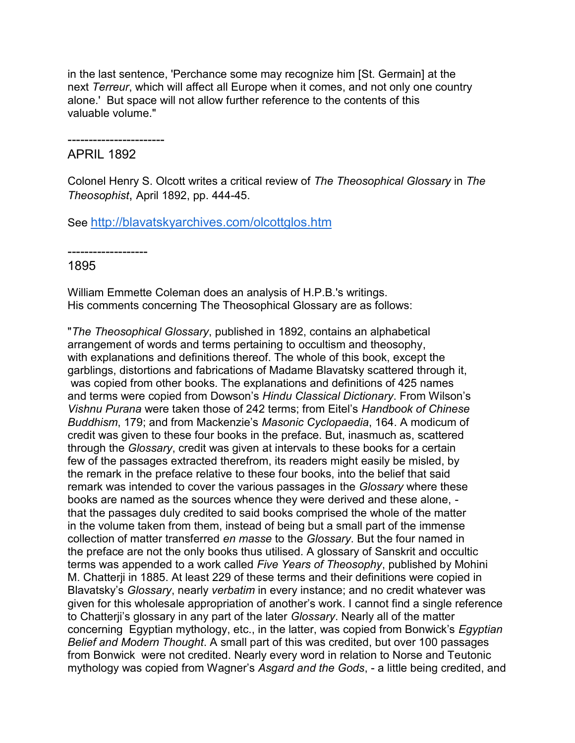in the last sentence, 'Perchance some may recognize him [St. Germain] at the next *Terreur*, which will affect all Europe when it comes, and not only one country alone.' But space will not allow further reference to the contents of this valuable volume."

-----------------------

APRIL 1892

Colonel Henry S. Olcott writes a critical review of *The Theosophical Glossary* in *The Theosophist*, April 1892, pp. 444-45.

See http://blavatskyarchives.com/olcottglos.htm

-------------------

1895

William Emmette Coleman does an analysis of H.P.B.'s writings. His comments concerning The Theosophical Glossary are as follows:

"*The Theosophical Glossary*, published in 1892, contains an alphabetical arrangement of words and terms pertaining to occultism and theosophy, with explanations and definitions thereof. The whole of this book, except the garblings, distortions and fabrications of Madame Blavatsky scattered through it, was copied from other books. The explanations and definitions of 425 names and terms were copied from Dowson's *Hindu Classical Dictionary*. From Wilson's *Vishnu Purana* were taken those of 242 terms; from Eitel's *Handbook of Chinese Buddhism*, 179; and from Mackenzie's *Masonic Cyclopaedia*, 164. A modicum of credit was given to these four books in the preface. But, inasmuch as, scattered through the *Glossary*, credit was given at intervals to these books for a certain few of the passages extracted therefrom, its readers might easily be misled, by the remark in the preface relative to these four books, into the belief that said remark was intended to cover the various passages in the *Glossary* where these books are named as the sources whence they were derived and these alone, - that the passages duly credited to said books comprised the whole of the matter in the volume taken from them, instead of being but a small part of the immense collection of matter transferred *en masse* to the *Glossary*. But the four named in the preface are not the only books thus utilised. A glossary of Sanskrit and occultic terms was appended to a work called *Five Years of Theosophy*, published by Mohini M. Chatterji in 1885. At least 229 of these terms and their definitions were copied in Blavatsky's *Glossary*, nearly *verbatim* in every instance; and no credit whatever was given for this wholesale appropriation of another's work. I cannot find a single reference to Chatterji's glossary in any part of the later *Glossary*. Nearly all of the matter concerning Egyptian mythology, etc., in the latter, was copied from Bonwick's *Egyptian Belief and Modern Thought*. A small part of this was credited, but over 100 passages from Bonwick were not credited. Nearly every word in relation to Norse and Teutonic mythology was copied from Wagner's *Asgard and the Gods*, - a little being credited, and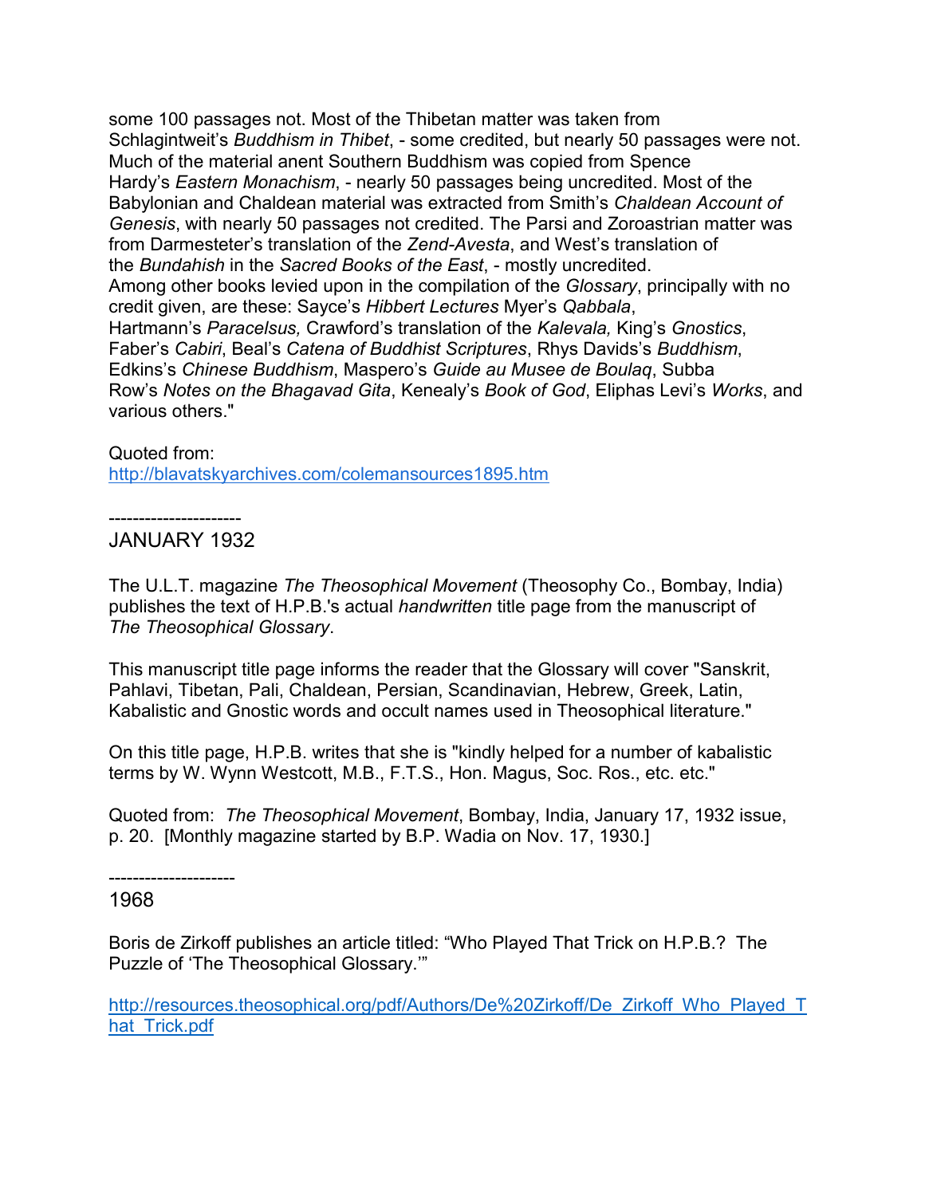some 100 passages not. Most of the Thibetan matter was taken from Schlagintweit's *Buddhism in Thibet*, - some credited, but nearly 50 passages were not. Much of the material anent Southern Buddhism was copied from Spence Hardy's *Eastern Monachism*, - nearly 50 passages being uncredited. Most of the Babylonian and Chaldean material was extracted from Smith's *Chaldean Account of Genesis*, with nearly 50 passages not credited. The Parsi and Zoroastrian matter was from Darmesteter's translation of the *Zend-Avesta*, and West's translation of the *Bundahish* in the *Sacred Books of the East*, - mostly uncredited.
Among other books levied upon in the compilation of the *Glossary*, principally with no credit given, are these: Sayce's *Hibbert Lectures* Myer's *Qabbala*, Hartmann's *Paracelsus,* Crawford's translation of the *Kalevala,* King's *Gnostics*, Faber's *Cabiri*, Beal's *Catena of Buddhist Scriptures*, Rhys Davids's *Buddhism*, Edkins's *Chinese Buddhism*, Maspero's *Guide au Musee de Boulaq*, Subba Row's *Notes on the Bhagavad Gita*, Kenealy's *Book of God*, Eliphas Levi's *Works*, and various others."

Quoted from:
[http://blavatskyarchives.com/colemansources1895.htm](http://blavatskyarchives.com/colemansources1895.htm)

----------------------

JANUARY 1932

The U.L.T. magazine *The Theosophical Movement* (Theosophy Co., Bombay, India) publishes the text of H.P.B.'s actual *handwritten* title page from the manuscript of *The Theosophical Glossary*.

This manuscript title page informs the reader that the Glossary will cover "Sanskrit, Pahlavi, Tibetan, Pali, Chaldean, Persian, Scandinavian, Hebrew, Greek, Latin, Kabalistic and Gnostic words and occult names used in Theosophical literature."

On this title page, H.P.B. writes that she is "kindly helped for a number of kabalistic terms by W. Wynn Westcott, M.B., F.T.S., Hon. Magus, Soc. Ros., etc. etc."

Quoted from: *The Theosophical Movement*, Bombay, India, January 17, 1932 issue, p. 20. [Monthly magazine started by B.P. Wadia on Nov. 17, 1930.]

---------------------

1968

Boris de Zirkoff publishes an article titled: "Who Played That Trick on H.P.B.? The Puzzle of 'The Theosophical Glossary.'"

[http://resources.theosophical.org/pdf/Authors/De%20Zirkoff/De_Zirkoff_Who_Played_That_Trick.pdf](http://resources.theosophical.org/pdf/Authors/De%20Zirkoff/De_Zirkoff_Who_Played_That_Trick.pdf)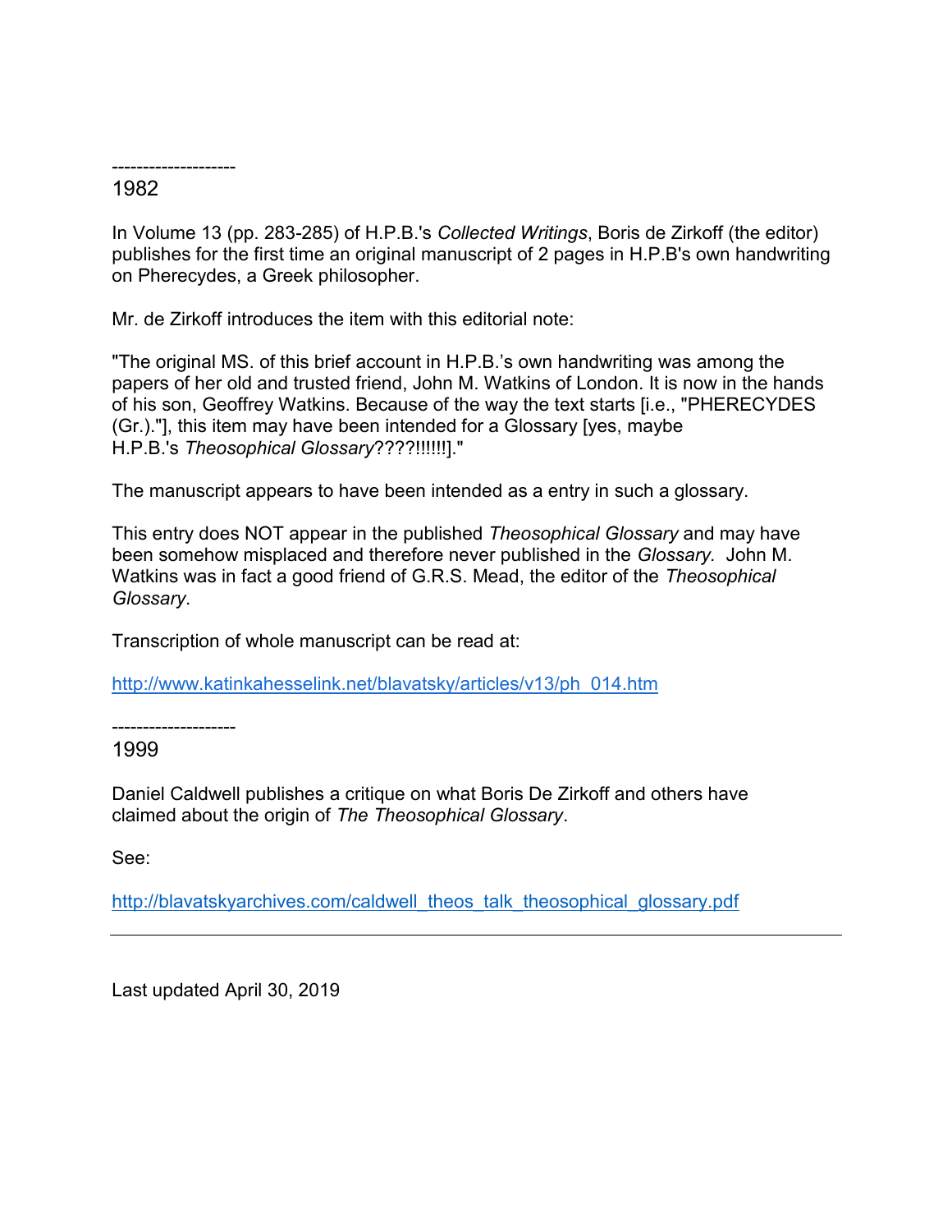--------------------

1982

In Volume 13 (pp. 283-285) of H.P.B.'s *Collected Writings*, Boris de Zirkoff (the editor) publishes for the first time an original manuscript of 2 pages in H.P.B's own handwriting on Pherecydes, a Greek philosopher.

Mr. de Zirkoff introduces the item with this editorial note:

"The original MS. of this brief account in H.P.B.'s own handwriting was among the papers of her old and trusted friend, John M. Watkins of London. It is now in the hands of his son, Geoffrey Watkins. Because of the way the text starts [i.e., "PHERECYDES (Gr.)."], this item may have been intended for a Glossary [yes, maybe H.P.B.'s *Theosophical Glossary*????!!!!!!]."

The manuscript appears to have been intended as a entry in such a glossary.

This entry does NOT appear in the published *Theosophical Glossary* and may have been somehow misplaced and therefore never published in the *Glossary.* John M. Watkins was in fact a good friend of G.R.S. Mead, the editor of the *Theosophical Glossary*.

Transcription of whole manuscript can be read at:

http://www.katinkahesselink.net/blavatsky/articles/v13/ph_014.htm

--------------------

1999

Daniel Caldwell publishes a critique on what Boris De Zirkoff and others have claimed about the origin of *The Theosophical Glossary*.

See:

http://blavatskyarchives.com/caldwell_theos_talk_theosophical_glossary.pdf

---

Last updated April 30, 2019